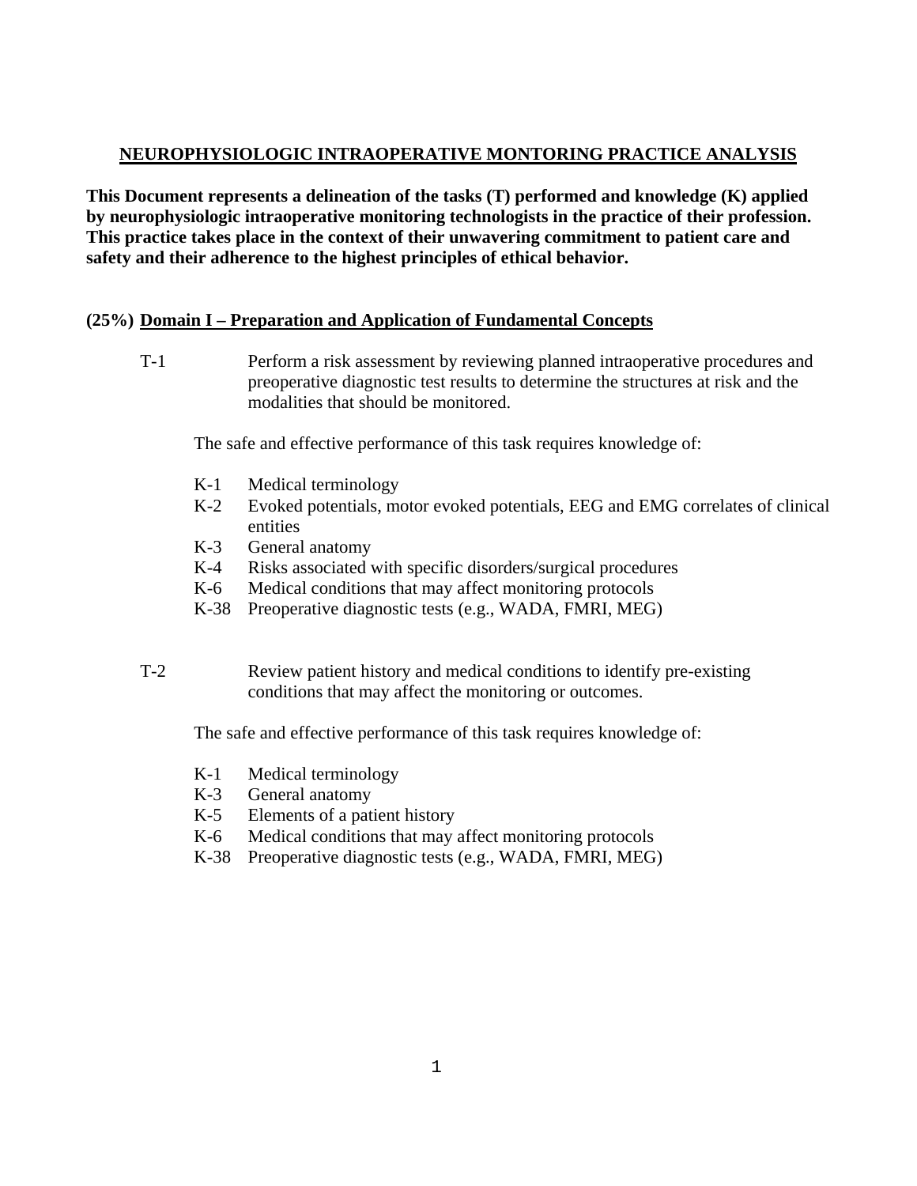# NEUROPHYSIOLOGIC INTRAOPERATIVE MONTORING PRACTICE ANALYSIS

**This Document represents a delineation of the tasks (T) performed and knowledge (K) applied by neurophysiologic intraoperative monitoring technologists in the practice of their profession. This practice takes place in the context of their unwavering commitment to patient care and safety and their adherence to the highest principles of ethical behavior.**

## (25%) Domain I – Preparation and Application of Fundamental Concepts

T-1 Perform a risk assessment by reviewing planned intraoperative procedures and preoperative diagnostic test results to determine the structures at risk and the modalities that should be monitored.

The safe and effective performance of this task requires knowledge of:

- K-1 Medical terminology
- K-2 Evoked potentials, motor evoked potentials, EEG and EMG correlates of clinical entities
- K-3 General anatomy
- K-4 Risks associated with specific disorders/surgical procedures
- K-6 Medical conditions that may affect monitoring protocols
- K-38 Preoperative diagnostic tests (e.g., WADA, FMRI, MEG)

T-2 Review patient history and medical conditions to identify pre-existing conditions that may affect the monitoring or outcomes.

The safe and effective performance of this task requires knowledge of:

- K-1 Medical terminology
- K-3 General anatomy
- K-5 Elements of a patient history
- K-6 Medical conditions that may affect monitoring protocols
- K-38 Preoperative diagnostic tests (e.g., WADA, FMRI, MEG)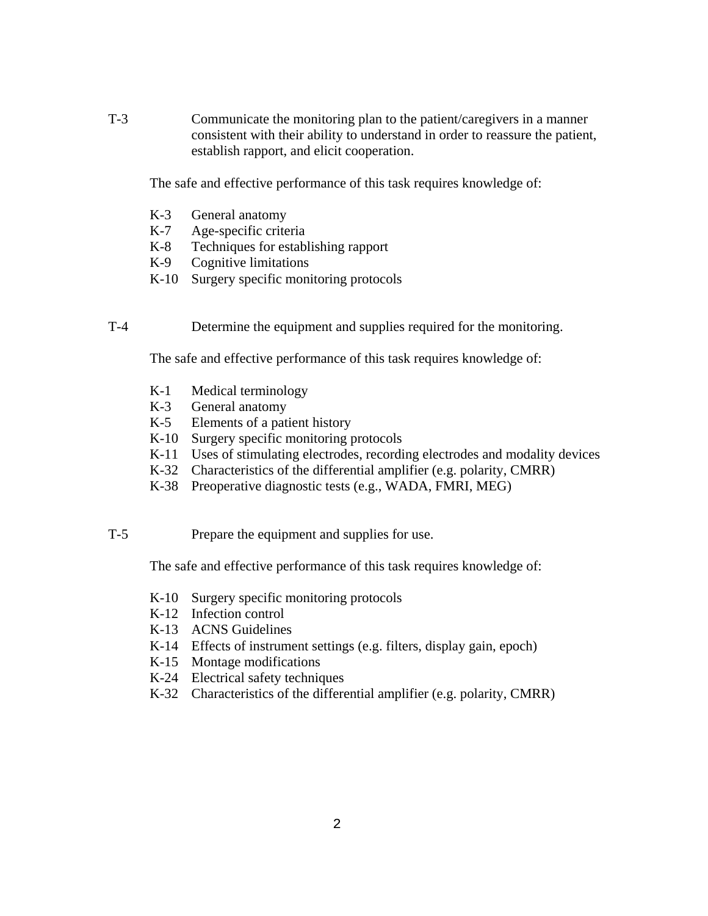T-3 Communicate the monitoring plan to the patient/caregivers in a manner consistent with their ability to understand in order to reassure the patient, establish rapport, and elicit cooperation.

The safe and effective performance of this task requires knowledge of:

- K-3 General anatomy
- K-7 Age-specific criteria
- K-8 Techniques for establishing rapport
- K-9 Cognitive limitations
- K-10 Surgery specific monitoring protocols

T-4 Determine the equipment and supplies required for the monitoring.

The safe and effective performance of this task requires knowledge of:

- K-1 Medical terminology
- K-3 General anatomy
- K-5 Elements of a patient history
- K-10 Surgery specific monitoring protocols
- K-11 Uses of stimulating electrodes, recording electrodes and modality devices
- K-32 Characteristics of the differential amplifier (e.g. polarity, CMRR)
- K-38 Preoperative diagnostic tests (e.g., WADA, FMRI, MEG)

T-5 Prepare the equipment and supplies for use.

The safe and effective performance of this task requires knowledge of:

- K-10 Surgery specific monitoring protocols
- K-12 Infection control
- K-13 ACNS Guidelines
- K-14 Effects of instrument settings (e.g. filters, display gain, epoch)
- K-15 Montage modifications
- K-24 Electrical safety techniques
- K-32 Characteristics of the differential amplifier (e.g. polarity, CMRR)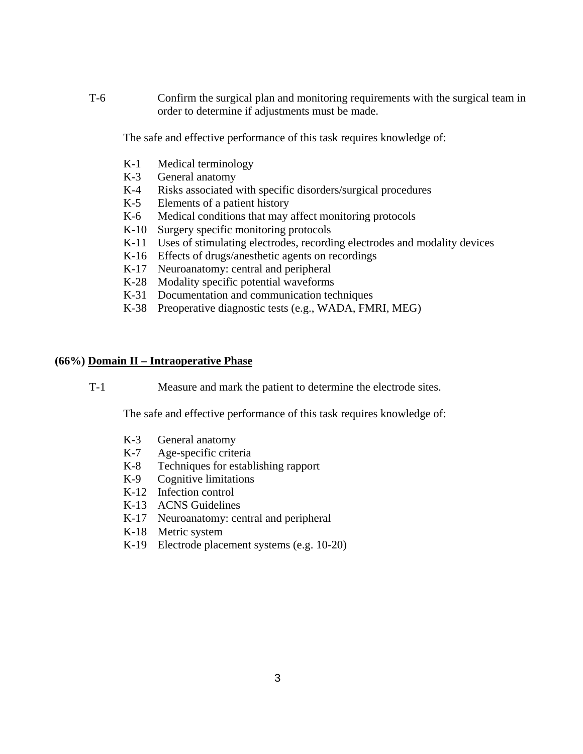T-6 Confirm the surgical plan and monitoring requirements with the surgical team in order to determine if adjustments must be made.

The safe and effective performance of this task requires knowledge of:

- K-1 Medical terminology
- K-3 General anatomy
- K-4 Risks associated with specific disorders/surgical procedures
- K-5 Elements of a patient history
- K-6 Medical conditions that may affect monitoring protocols
- K-10 Surgery specific monitoring protocols
- K-11 Uses of stimulating electrodes, recording electrodes and modality devices
- K-16 Effects of drugs/anesthetic agents on recordings
- K-17 Neuroanatomy: central and peripheral
- K-28 Modality specific potential waveforms
- K-31 Documentation and communication techniques
- K-38 Preoperative diagnostic tests (e.g., WADA, FMRI, MEG)

## (66%) Domain II – Intraoperative Phase

T-1 Measure and mark the patient to determine the electrode sites.

The safe and effective performance of this task requires knowledge of:

- K-3 General anatomy
- K-7 Age-specific criteria
- K-8 Techniques for establishing rapport
- K-9 Cognitive limitations
- K-12 Infection control
- K-13 ACNS Guidelines
- K-17 Neuroanatomy: central and peripheral
- K-18 Metric system
- K-19 Electrode placement systems (e.g. 10-20)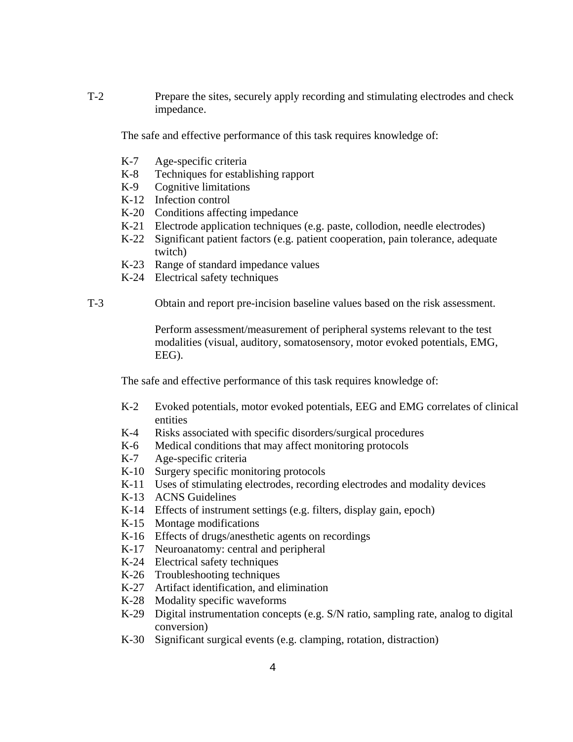T-2 Prepare the sites, securely apply recording and stimulating electrodes and check impedance.

The safe and effective performance of this task requires knowledge of:

- K-7 Age-specific criteria
- K-8 Techniques for establishing rapport
- K-9 Cognitive limitations
- K-12 Infection control
- K-20 Conditions affecting impedance
- K-21 Electrode application techniques (e.g. paste, collodion, needle electrodes)
- K-22 Significant patient factors (e.g. patient cooperation, pain tolerance, adequate twitch)
- K-23 Range of standard impedance values
- K-24 Electrical safety techniques

T-3 Obtain and report pre-incision baseline values based on the risk assessment.

Perform assessment/measurement of peripheral systems relevant to the test modalities (visual, auditory, somatosensory, motor evoked potentials, EMG, EEG).

The safe and effective performance of this task requires knowledge of:

- K-2 Evoked potentials, motor evoked potentials, EEG and EMG correlates of clinical entities
- K-4 Risks associated with specific disorders/surgical procedures
- K-6 Medical conditions that may affect monitoring protocols
- K-7 Age-specific criteria
- K-10 Surgery specific monitoring protocols
- K-11 Uses of stimulating electrodes, recording electrodes and modality devices
- K-13 ACNS Guidelines
- K-14 Effects of instrument settings (e.g. filters, display gain, epoch)
- K-15 Montage modifications
- K-16 Effects of drugs/anesthetic agents on recordings
- K-17 Neuroanatomy: central and peripheral
- K-24 Electrical safety techniques
- K-26 Troubleshooting techniques
- K-27 Artifact identification, and elimination
- K-28 Modality specific waveforms
- K-29 Digital instrumentation concepts (e.g. S/N ratio, sampling rate, analog to digital conversion)
- K-30 Significant surgical events (e.g. clamping, rotation, distraction)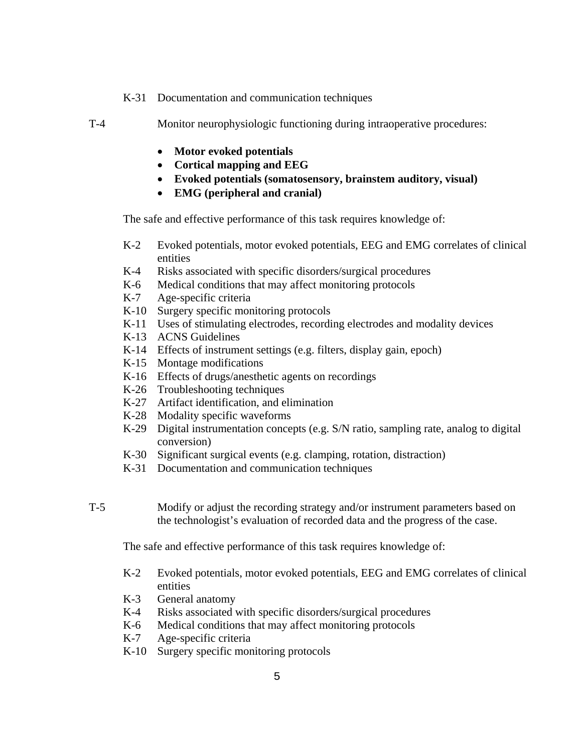K-31 Documentation and communication techniques

T-4 Monitor neurophysiologic functioning during intraoperative procedures:

- **Motor evoked potentials**
- **Cortical mapping and EEG**
- **Evoked potentials (somatosensory, brainstem auditory, visual)**
- **EMG (peripheral and cranial)**

The safe and effective performance of this task requires knowledge of:

- K-2 Evoked potentials, motor evoked potentials, EEG and EMG correlates of clinical entities
- K-4 Risks associated with specific disorders/surgical procedures
- K-6 Medical conditions that may affect monitoring protocols
- K-7 Age-specific criteria
- K-10 Surgery specific monitoring protocols
- K-11 Uses of stimulating electrodes, recording electrodes and modality devices
- K-13 ACNS Guidelines
- K-14 Effects of instrument settings (e.g. filters, display gain, epoch)
- K-15 Montage modifications
- K-16 Effects of drugs/anesthetic agents on recordings
- K-26 Troubleshooting techniques
- K-27 Artifact identification, and elimination
- K-28 Modality specific waveforms
- K-29 Digital instrumentation concepts (e.g. S/N ratio, sampling rate, analog to digital conversion)
- K-30 Significant surgical events (e.g. clamping, rotation, distraction)
- K-31 Documentation and communication techniques

T-5 Modify or adjust the recording strategy and/or instrument parameters based on the technologist's evaluation of recorded data and the progress of the case.

The safe and effective performance of this task requires knowledge of:

- K-2 Evoked potentials, motor evoked potentials, EEG and EMG correlates of clinical entities
- K-3 General anatomy
- K-4 Risks associated with specific disorders/surgical procedures
- K-6 Medical conditions that may affect monitoring protocols
- K-7 Age-specific criteria
- K-10 Surgery specific monitoring protocols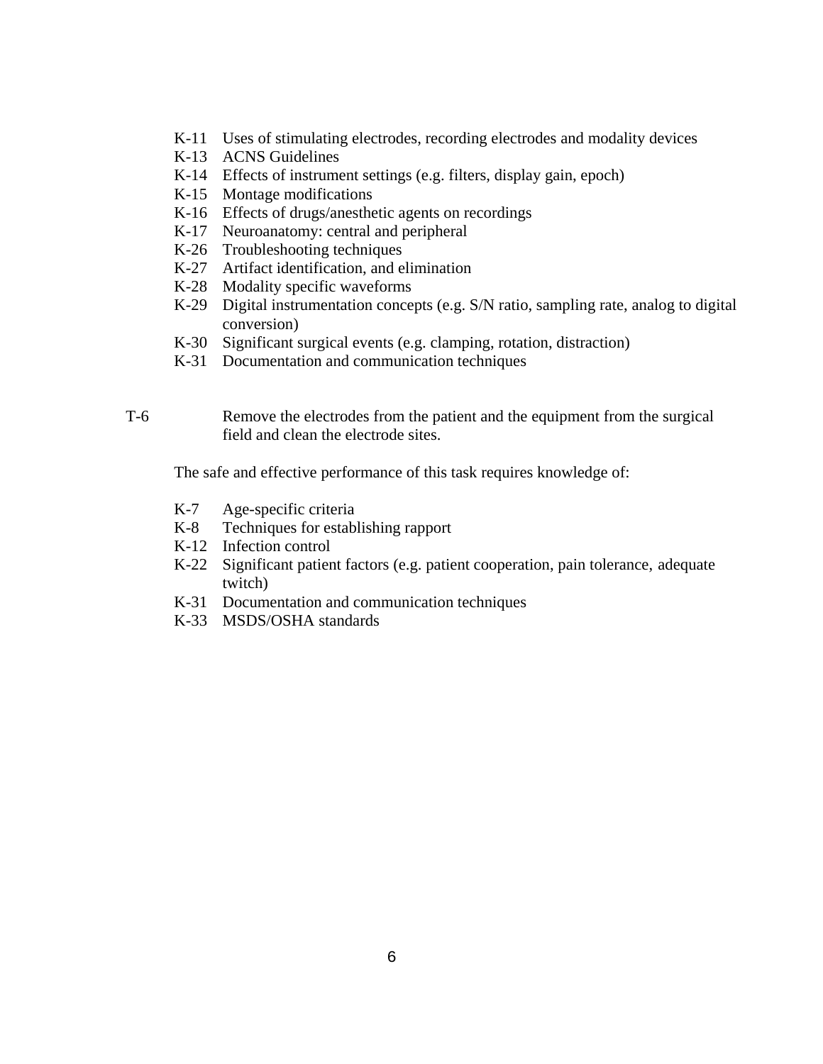- K-11 Uses of stimulating electrodes, recording electrodes and modality devices
- K-13 ACNS Guidelines
- K-14 Effects of instrument settings (e.g. filters, display gain, epoch)
- K-15 Montage modifications
- K-16 Effects of drugs/anesthetic agents on recordings
- K-17 Neuroanatomy: central and peripheral
- K-26 Troubleshooting techniques
- K-27 Artifact identification, and elimination
- K-28 Modality specific waveforms
- K-29 Digital instrumentation concepts (e.g. S/N ratio, sampling rate, analog to digital conversion)
- K-30 Significant surgical events (e.g. clamping, rotation, distraction)
- K-31 Documentation and communication techniques

T-6 Remove the electrodes from the patient and the equipment from the surgical field and clean the electrode sites.

The safe and effective performance of this task requires knowledge of:

- K-7 Age-specific criteria
- K-8 Techniques for establishing rapport
- K-12 Infection control
- K-22 Significant patient factors (e.g. patient cooperation, pain tolerance, adequate twitch)
- K-31 Documentation and communication techniques
- K-33 MSDS/OSHA standards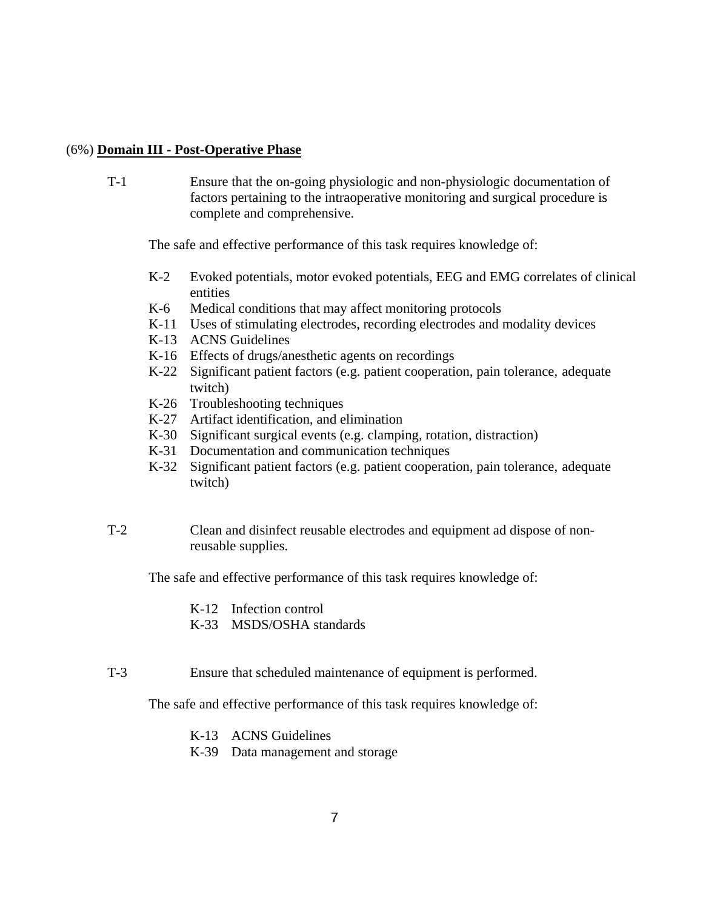(6%) **Domain III - Post-Operative Phase**

T-1 Ensure that the on-going physiologic and non-physiologic documentation of factors pertaining to the intraoperative monitoring and surgical procedure is complete and comprehensive.

The safe and effective performance of this task requires knowledge of:

- K-2 Evoked potentials, motor evoked potentials, EEG and EMG correlates of clinical entities
- K-6 Medical conditions that may affect monitoring protocols
- K-11 Uses of stimulating electrodes, recording electrodes and modality devices
- K-13 ACNS Guidelines
- K-16 Effects of drugs/anesthetic agents on recordings
- K-22 Significant patient factors (e.g. patient cooperation, pain tolerance, adequate twitch)
- K-26 Troubleshooting techniques
- K-27 Artifact identification, and elimination
- K-30 Significant surgical events (e.g. clamping, rotation, distraction)
- K-31 Documentation and communication techniques
- K-32 Significant patient factors (e.g. patient cooperation, pain tolerance, adequate twitch)

T-2 Clean and disinfect reusable electrodes and equipment ad dispose of non-reusable supplies.

The safe and effective performance of this task requires knowledge of:

- K-12 Infection control
- K-33 MSDS/OSHA standards

T-3 Ensure that scheduled maintenance of equipment is performed.

The safe and effective performance of this task requires knowledge of:

- K-13 ACNS Guidelines
- K-39 Data management and storage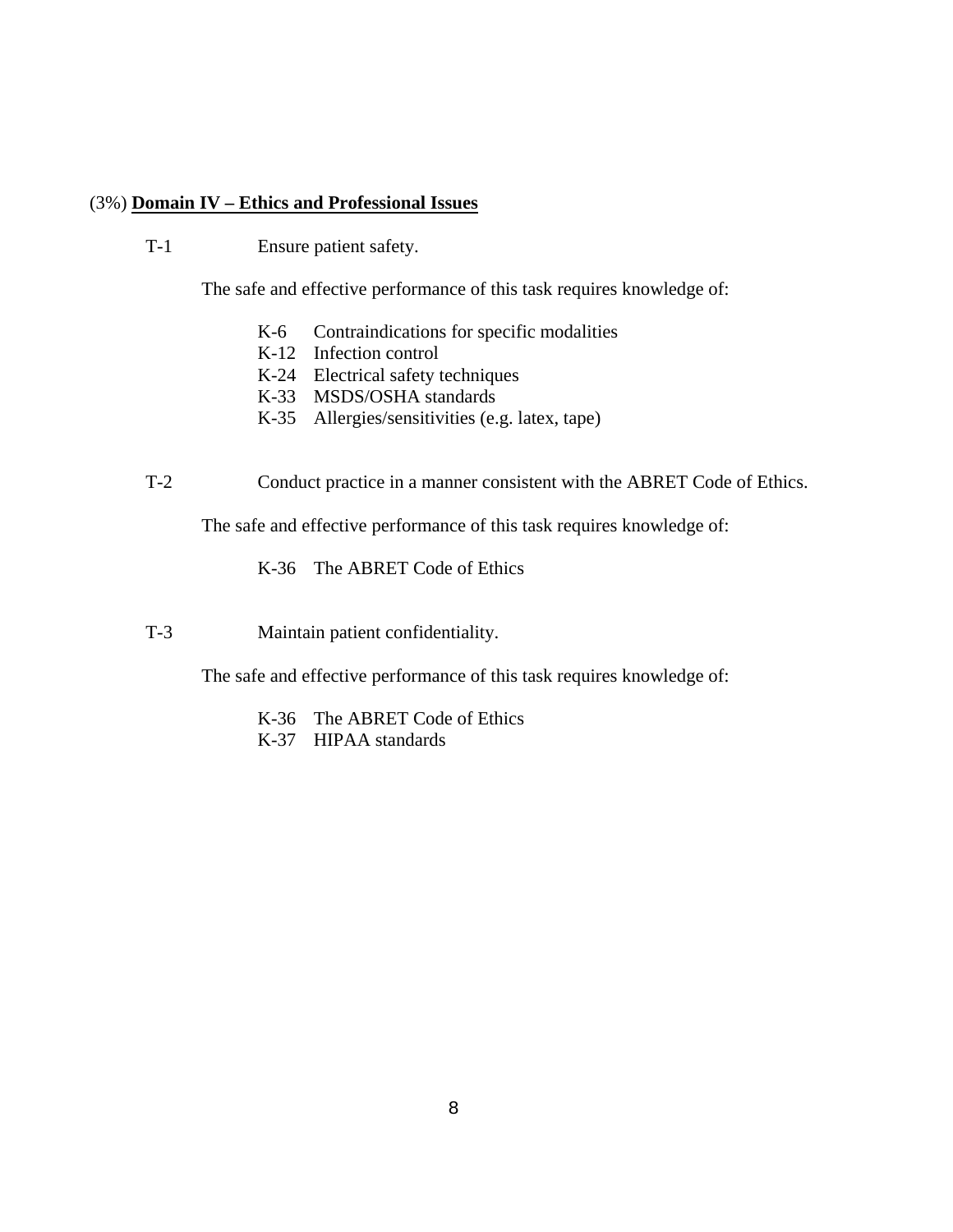(3%) **Domain IV – Ethics and Professional Issues**

T-1 Ensure patient safety.

The safe and effective performance of this task requires knowledge of:

- K-6 Contraindications for specific modalities
- K-12 Infection control
- K-24 Electrical safety techniques
- K-33 MSDS/OSHA standards
- K-35 Allergies/sensitivities (e.g. latex, tape)

T-2 Conduct practice in a manner consistent with the ABRET Code of Ethics.

The safe and effective performance of this task requires knowledge of:

- K-36 The ABRET Code of Ethics

T-3 Maintain patient confidentiality.

The safe and effective performance of this task requires knowledge of:

- K-36 The ABRET Code of Ethics
- K-37 HIPAA standards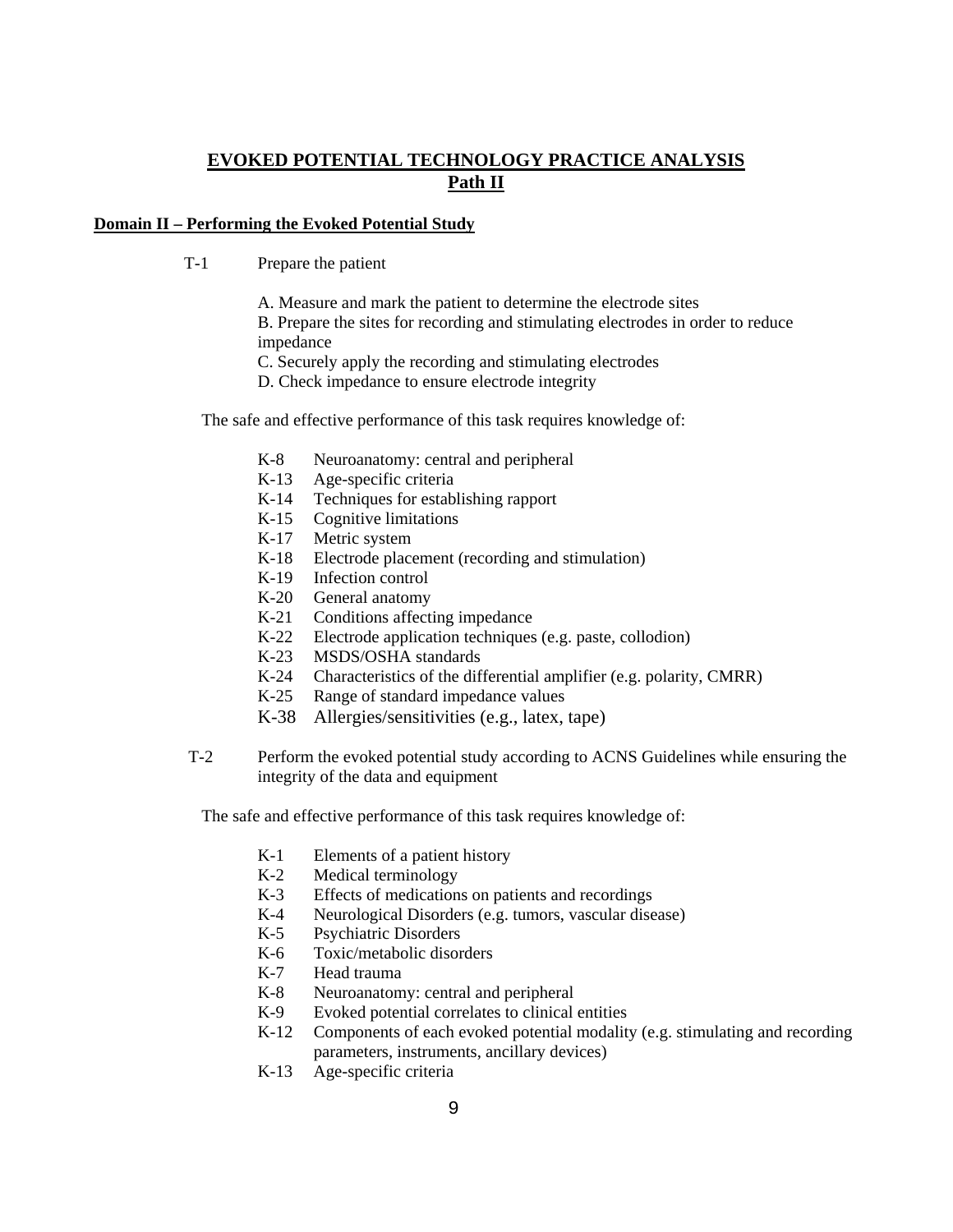# EVOKED POTENTIAL TECHNOLOGY PRACTICE ANALYSIS
## Path II

### Domain II – Performing the Evoked Potential Study

T-1 Prepare the patient

A. Measure and mark the patient to determine the electrode sites
B. Prepare the sites for recording and stimulating electrodes in order to reduce impedance
C. Securely apply the recording and stimulating electrodes
D. Check impedance to ensure electrode integrity

The safe and effective performance of this task requires knowledge of:

- K-8 Neuroanatomy: central and peripheral
- K-13 Age-specific criteria
- K-14 Techniques for establishing rapport
- K-15 Cognitive limitations
- K-17 Metric system
- K-18 Electrode placement (recording and stimulation)
- K-19 Infection control
- K-20 General anatomy
- K-21 Conditions affecting impedance
- K-22 Electrode application techniques (e.g. paste, collodion)
- K-23 MSDS/OSHA standards
- K-24 Characteristics of the differential amplifier (e.g. polarity, CMRR)
- K-25 Range of standard impedance values
- K-38 Allergies/sensitivities (e.g., latex, tape)

T-2 Perform the evoked potential study according to ACNS Guidelines while ensuring the integrity of the data and equipment

The safe and effective performance of this task requires knowledge of:

- K-1 Elements of a patient history
- K-2 Medical terminology
- K-3 Effects of medications on patients and recordings
- K-4 Neurological Disorders (e.g. tumors, vascular disease)
- K-5 Psychiatric Disorders
- K-6 Toxic/metabolic disorders
- K-7 Head trauma
- K-8 Neuroanatomy: central and peripheral
- K-9 Evoked potential correlates to clinical entities
- K-12 Components of each evoked potential modality (e.g. stimulating and recording parameters, instruments, ancillary devices)
- K-13 Age-specific criteria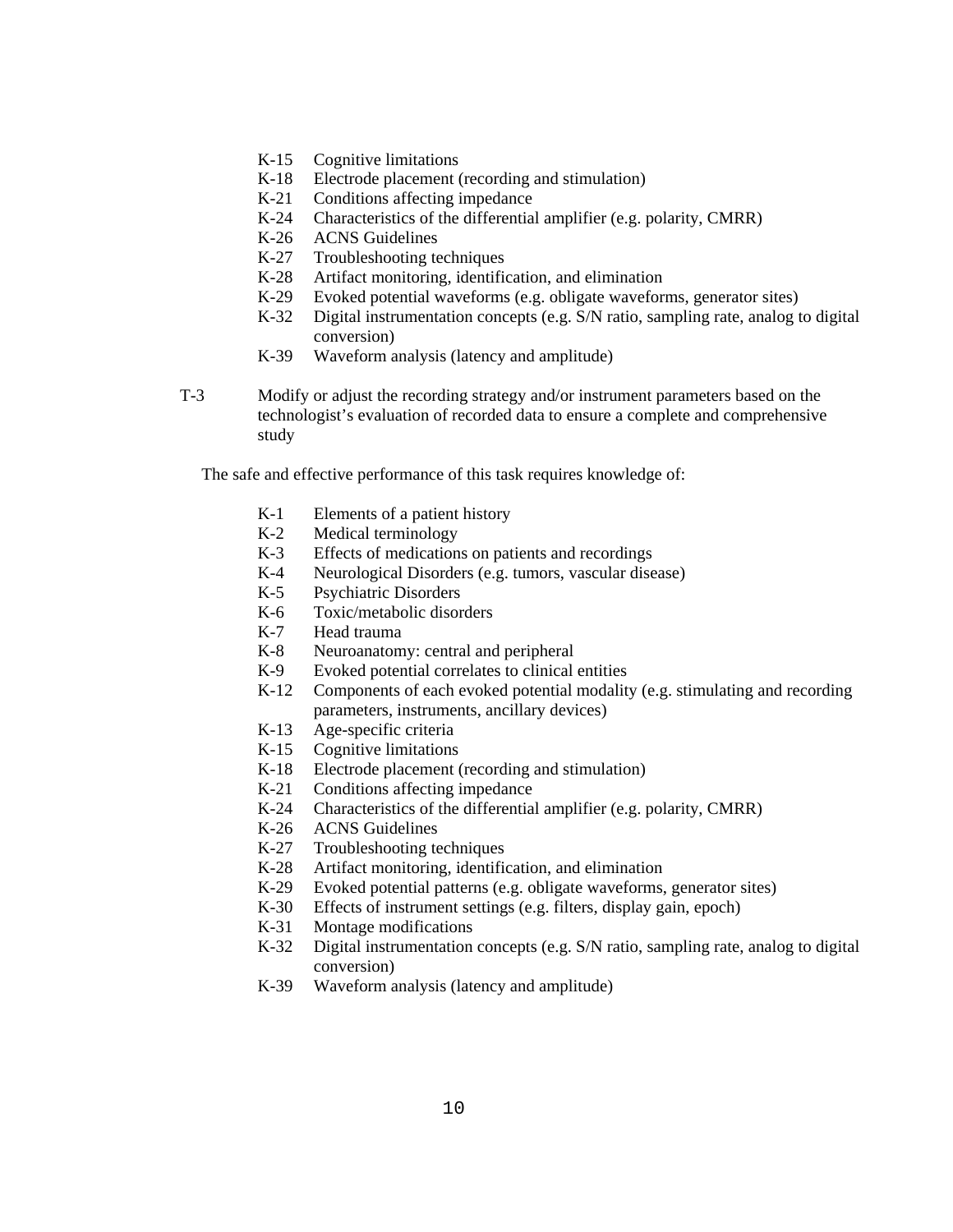- K-15 Cognitive limitations
- K-18 Electrode placement (recording and stimulation)
- K-21 Conditions affecting impedance
- K-24 Characteristics of the differential amplifier (e.g. polarity, CMRR)
- K-26 ACNS Guidelines
- K-27 Troubleshooting techniques
- K-28 Artifact monitoring, identification, and elimination
- K-29 Evoked potential waveforms (e.g. obligate waveforms, generator sites)
- K-32 Digital instrumentation concepts (e.g. S/N ratio, sampling rate, analog to digital conversion)
- K-39 Waveform analysis (latency and amplitude)

T-3 Modify or adjust the recording strategy and/or instrument parameters based on the technologist's evaluation of recorded data to ensure a complete and comprehensive study

The safe and effective performance of this task requires knowledge of:

- K-1 Elements of a patient history
- K-2 Medical terminology
- K-3 Effects of medications on patients and recordings
- K-4 Neurological Disorders (e.g. tumors, vascular disease)
- K-5 Psychiatric Disorders
- K-6 Toxic/metabolic disorders
- K-7 Head trauma
- K-8 Neuroanatomy: central and peripheral
- K-9 Evoked potential correlates to clinical entities
- K-12 Components of each evoked potential modality (e.g. stimulating and recording parameters, instruments, ancillary devices)
- K-13 Age-specific criteria
- K-15 Cognitive limitations
- K-18 Electrode placement (recording and stimulation)
- K-21 Conditions affecting impedance
- K-24 Characteristics of the differential amplifier (e.g. polarity, CMRR)
- K-26 ACNS Guidelines
- K-27 Troubleshooting techniques
- K-28 Artifact monitoring, identification, and elimination
- K-29 Evoked potential patterns (e.g. obligate waveforms, generator sites)
- K-30 Effects of instrument settings (e.g. filters, display gain, epoch)
- K-31 Montage modifications
- K-32 Digital instrumentation concepts (e.g. S/N ratio, sampling rate, analog to digital conversion)
- K-39 Waveform analysis (latency and amplitude)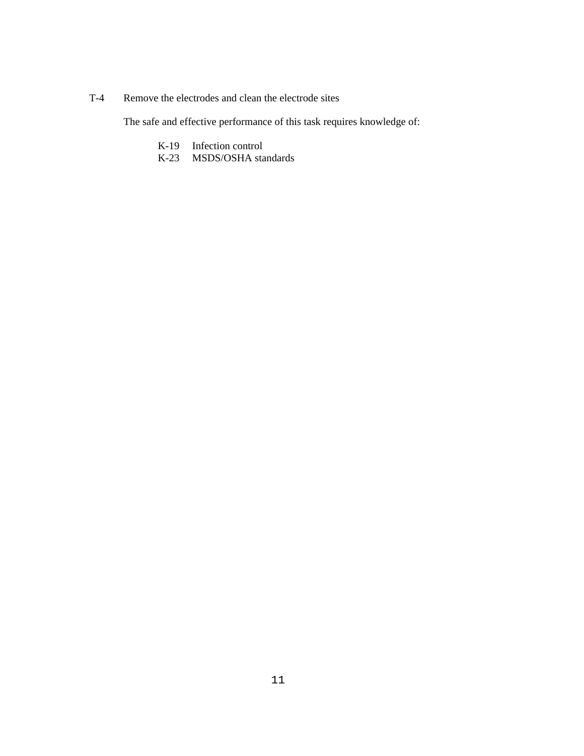T-4 Remove the electrodes and clean the electrode sites

The safe and effective performance of this task requires knowledge of:

- K-19 Infection control
- K-23 MSDS/OSHA standards